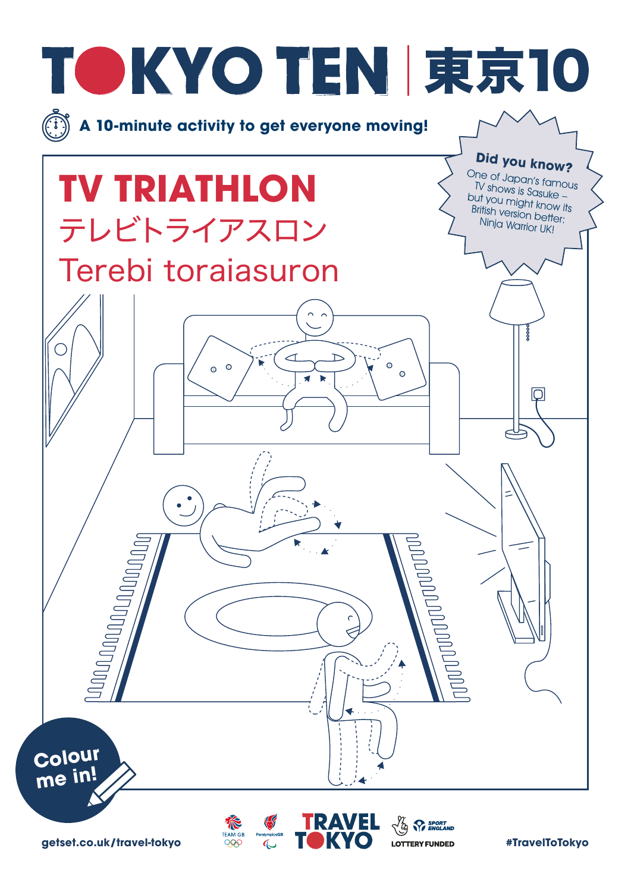# TOKYO TEN | 東京10

A 10-minute activity to get everyone moving!

**Did you know?**

One of Japan's famous TV shows is Sasuke – but you might know its British version better: Ninja Warrior UK!

## TV TRIATHLON

テレビトライアスロン

Terebi toraiasuron

Colour me in!

getset.co.uk/travel-tokyo

#TravelToTokyo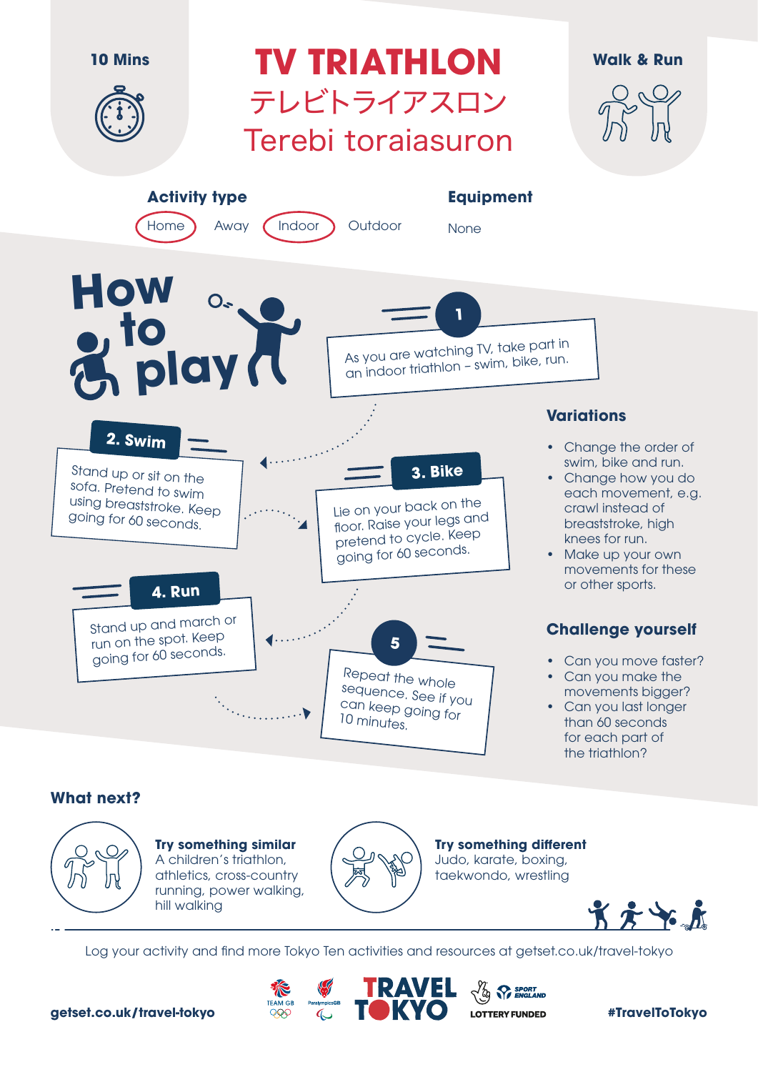10 Mins

# TV TRIATHLON

# テレビトライアスロン

# Terebi toraiasuron

Walk & Run

**Activity type**

Home | Away | Indoor | Outdoor

**Equipment**

None

## How to play

**1** As you are watching TV, take part in an indoor triathlon – swim, bike, run.

**2. Swim** Stand up or sit on the sofa. Pretend to swim using breaststroke. Keep going for 60 seconds.

**3. Bike** Lie on your back on the floor. Raise your legs and pretend to cycle. Keep going for 60 seconds.

**4. Run** Stand up and march or run on the spot. Keep going for 60 seconds.

**5** Repeat the whole sequence. See if you can keep going for 10 minutes.

### Variations

- Change the order of swim, bike and run.
- Change how you do each movement, e.g. crawl instead of breaststroke, high knees for run.
- Make up your own movements for these or other sports.

### Challenge yourself

- Can you move faster?
- Can you make the movements bigger?
- Can you last longer than 60 seconds for each part of the triathlon?

### What next?

**Try something similar**
A children's triathlon, athletics, cross-country running, power walking, hill walking

**Try something different**
Judo, karate, boxing, taekwondo, wrestling

Log your activity and find more Tokyo Ten activities and resources at getset.co.uk/travel-tokyo

**getset.co.uk/travel-tokyo** | TEAM GB | ParalympicsGB | TRAVEL TOKYO | SPORT ENGLAND | LOTTERY FUNDED | **#TravelToTokyo**